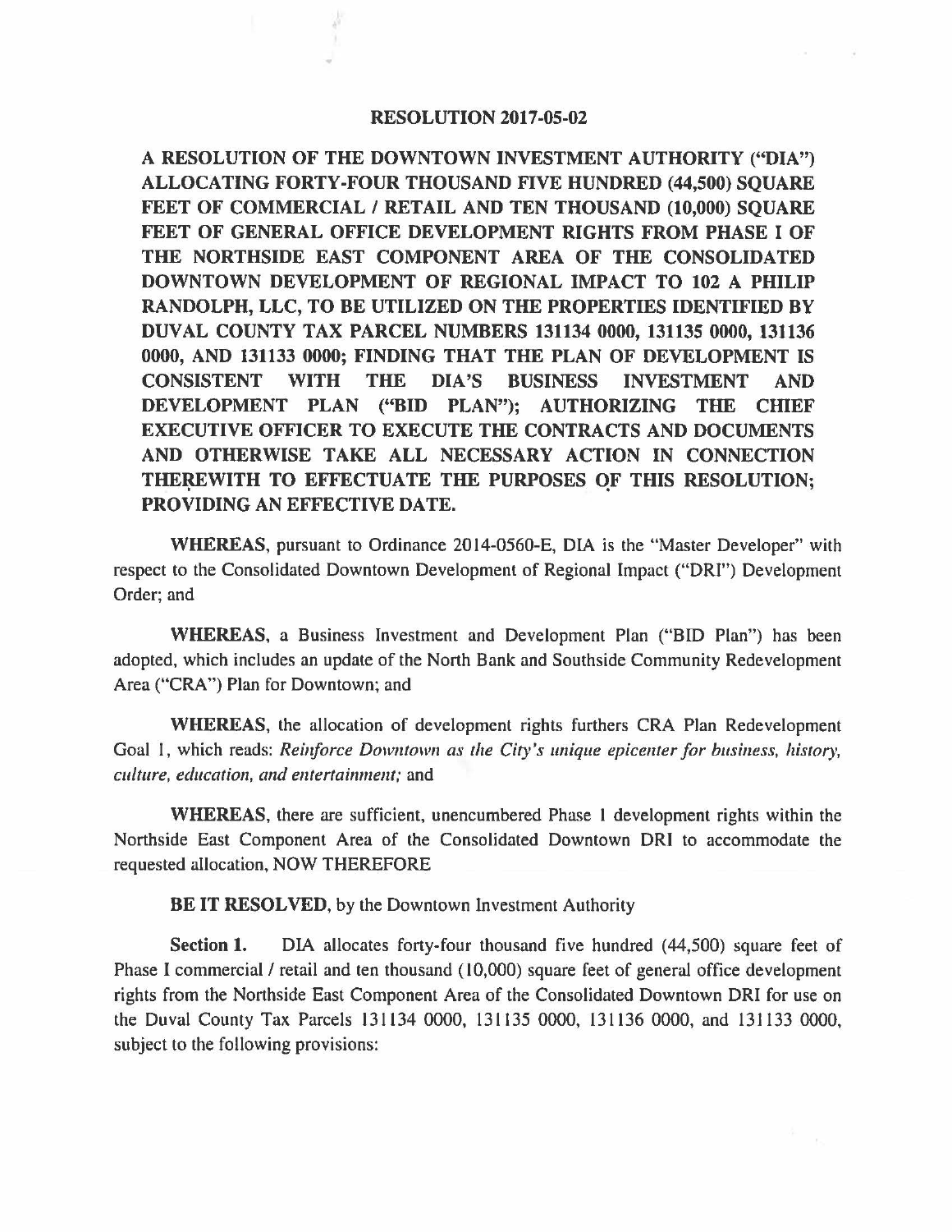# RESOLUTION 2017-05-02

**A RESOLUTION OF THE DOWNTOWN INVESTMENT AUTHORITY ("DIA") ALLOCATING FORTY-FOUR THOUSAND FIVE HUNDRED (44,500) SQUARE FEET OF COMMERCIAL / RETAIL AND TEN THOUSAND (10,000) SQUARE FEET OF GENERAL OFFICE DEVELOPMENT RIGHTS FROM PHASE I OF THE NORTHSIDE EAST COMPONENT AREA OF THE CONSOLIDATED DOWNTOWN DEVELOPMENT OF REGIONAL IMPACT TO 102 A PHILIP RANDOLPH, LLC, TO BE UTILIZED ON THE PROPERTIES IDENTIFIED BY DUVAL COUNTY TAX PARCEL NUMBERS 131134 0000, 131135 0000, 131136 0000, AND 131133 0000; FINDING THAT THE PLAN OF DEVELOPMENT IS CONSISTENT WITH THE DIA'S BUSINESS INVESTMENT AND DEVELOPMENT PLAN ("BID PLAN"); AUTHORIZING THE CHIEF EXECUTIVE OFFICER TO EXECUTE THE CONTRACTS AND DOCUMENTS AND OTHERWISE TAKE ALL NECESSARY ACTION IN CONNECTION THEREWITH TO EFFECTUATE THE PURPOSES OF THIS RESOLUTION; PROVIDING AN EFFECTIVE DATE.**

**WHEREAS**, pursuant to Ordinance 2014-0560-E, DIA is the "Master Developer" with respect to the Consolidated Downtown Development of Regional Impact ("DRI") Development Order; and

**WHEREAS**, a Business Investment and Development Plan ("BID Plan") has been adopted, which includes an update of the North Bank and Southside Community Redevelopment Area ("CRA") Plan for Downtown; and

**WHEREAS**, the allocation of development rights furthers CRA Plan Redevelopment Goal 1, which reads: *Reinforce Downtown as the City's unique epicenter for business, history, culture, education, and entertainment;* and

**WHEREAS**, there are sufficient, unencumbered Phase 1 development rights within the Northside East Component Area of the Consolidated Downtown DRI to accommodate the requested allocation, NOW THEREFORE

**BE IT RESOLVED**, by the Downtown Investment Authority

**Section 1.** DIA allocates forty-four thousand five hundred (44,500) square feet of Phase I commercial / retail and ten thousand (10,000) square feet of general office development rights from the Northside East Component Area of the Consolidated Downtown DRI for use on the Duval County Tax Parcels 131134 0000, 131135 0000, 131136 0000, and 131133 0000, subject to the following provisions: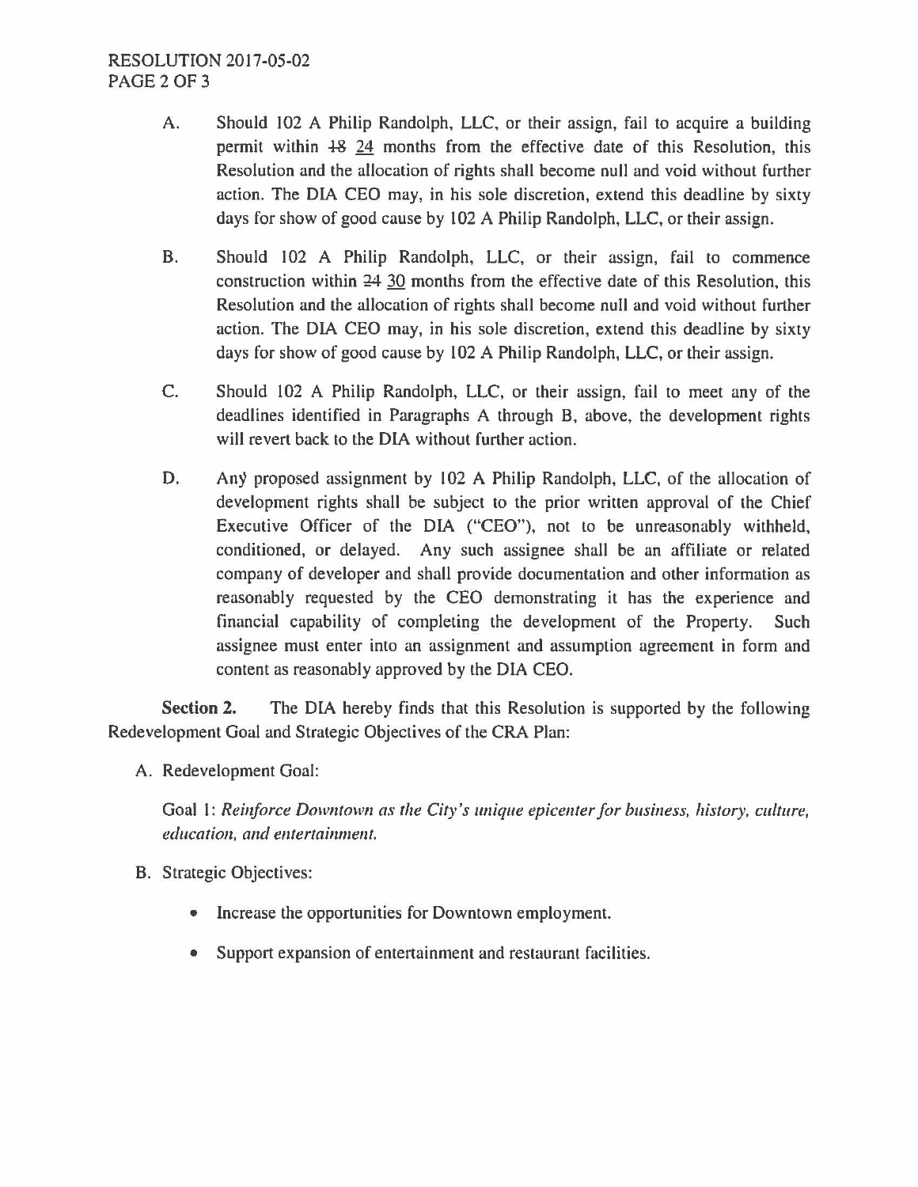A. Should 102 A Philip Randolph, LLC, or their assign, fail to acquire a building permit within ~~18~~ <u>24</u> months from the effective date of this Resolution, this Resolution and the allocation of rights shall become null and void without further action. The DIA CEO may, in his sole discretion, extend this deadline by sixty days for show of good cause by 102 A Philip Randolph, LLC, or their assign.

B. Should 102 A Philip Randolph, LLC, or their assign, fail to commence construction within ~~24~~ <u>30</u> months from the effective date of this Resolution, this Resolution and the allocation of rights shall become null and void without further action. The DIA CEO may, in his sole discretion, extend this deadline by sixty days for show of good cause by 102 A Philip Randolph, LLC, or their assign.

C. Should 102 A Philip Randolph, LLC, or their assign, fail to meet any of the deadlines identified in Paragraphs A through B, above, the development rights will revert back to the DIA without further action.

D. Any proposed assignment by 102 A Philip Randolph, LLC, of the allocation of development rights shall be subject to the prior written approval of the Chief Executive Officer of the DIA ("CEO"), not to be unreasonably withheld, conditioned, or delayed. Any such assignee shall be an affiliate or related company of developer and shall provide documentation and other information as reasonably requested by the CEO demonstrating it has the experience and financial capability of completing the development of the Property. Such assignee must enter into an assignment and assumption agreement in form and content as reasonably approved by the DIA CEO.

**Section 2.** The DIA hereby finds that this Resolution is supported by the following Redevelopment Goal and Strategic Objectives of the CRA Plan:

A. Redevelopment Goal:

Goal 1: *Reinforce Downtown as the City's unique epicenter for business, history, culture, education, and entertainment.*

B. Strategic Objectives:

- Increase the opportunities for Downtown employment.
- Support expansion of entertainment and restaurant facilities.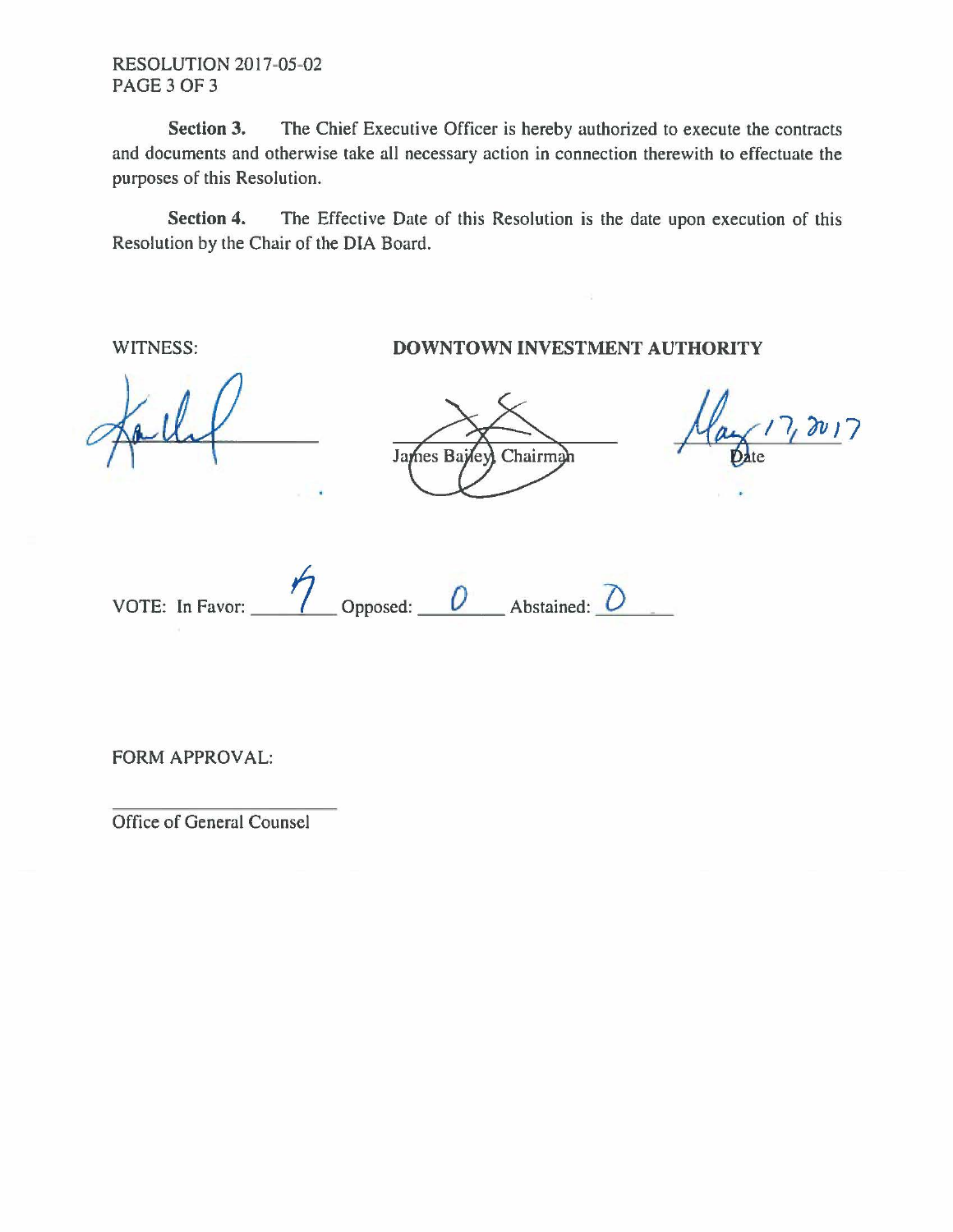Section 3. The Chief Executive Officer is hereby authorized to execute the contracts and documents and otherwise take all necessary action in connection therewith to effectuate the purposes of this Resolution.

Section 4. The Effective Date of this Resolution is the date upon execution of this Resolution by the Chair of the DIA Board.

WITNESS:

**DOWNTOWN INVESTMENT AUTHORITY**

James Bailey, Chairman

May 17, 2017
Date

VOTE: In Favor: 7 Opposed: 0 Abstained: 0

FORM APPROVAL:

Office of General Counsel